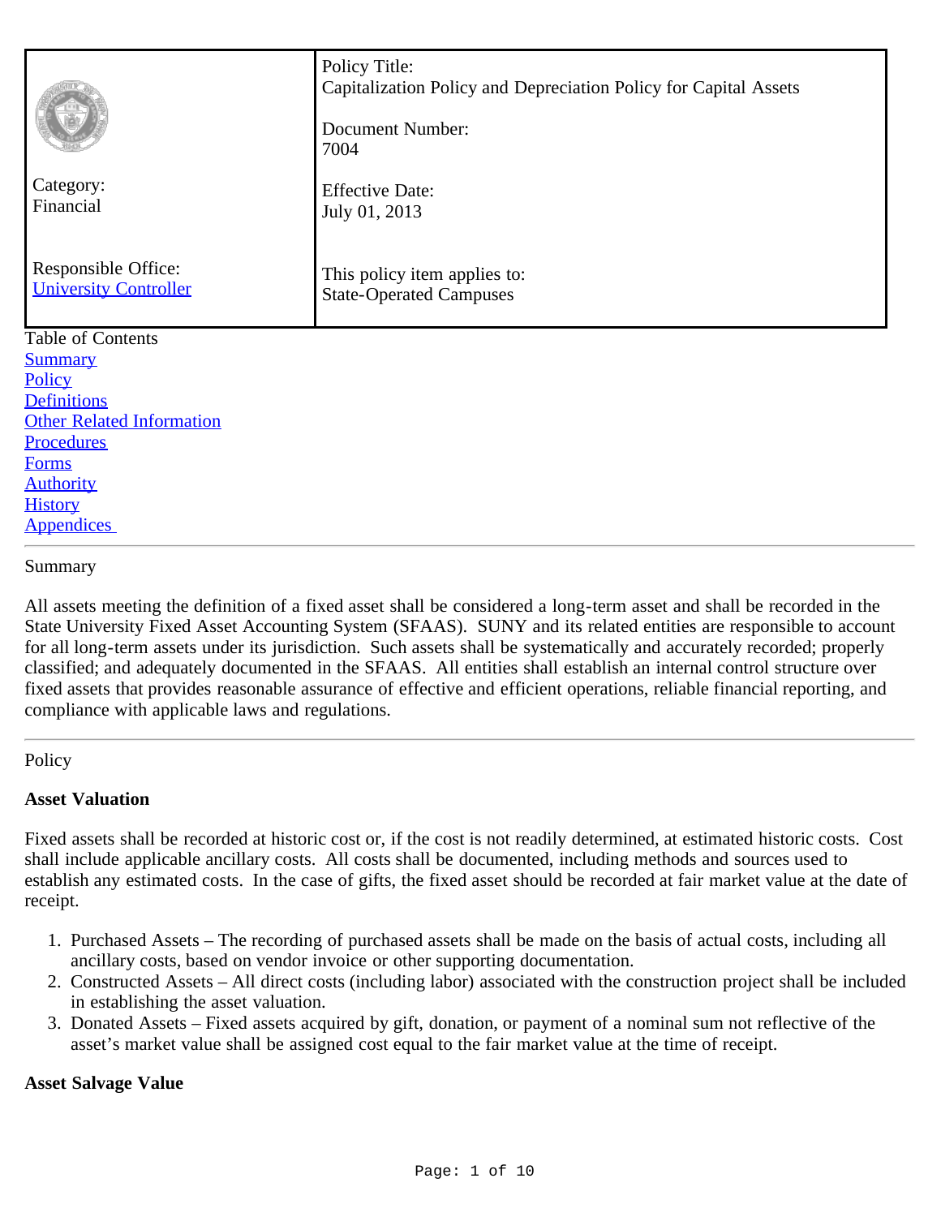| Category: Financial | Policy Title: Capitalization Policy and Depreciation Policy for Capital Assets |
| --- | --- |
| | Document Number: 7004 |
| | Effective Date: July 01, 2013 |
| Responsible Office: University Controller | This policy item applies to: State-Operated Campuses |

Table of Contents

- Summary
- Policy
- Definitions
- Other Related Information
- Procedures
- Forms
- Authority
- History
- Appendices

---

## Summary

All assets meeting the definition of a fixed asset shall be considered a long-term asset and shall be recorded in the State University Fixed Asset Accounting System (SFAAS). SUNY and its related entities are responsible to account for all long-term assets under its jurisdiction. Such assets shall be systematically and accurately recorded; properly classified; and adequately documented in the SFAAS. All entities shall establish an internal control structure over fixed assets that provides reasonable assurance of effective and efficient operations, reliable financial reporting, and compliance with applicable laws and regulations.

---

## Policy

### Asset Valuation

Fixed assets shall be recorded at historic cost or, if the cost is not readily determined, at estimated historic costs. Cost shall include applicable ancillary costs. All costs shall be documented, including methods and sources used to establish any estimated costs. In the case of gifts, the fixed asset should be recorded at fair market value at the date of receipt.

1. Purchased Assets – The recording of purchased assets shall be made on the basis of actual costs, including all ancillary costs, based on vendor invoice or other supporting documentation.
2. Constructed Assets – All direct costs (including labor) associated with the construction project shall be included in establishing the asset valuation.
3. Donated Assets – Fixed assets acquired by gift, donation, or payment of a nominal sum not reflective of the asset's market value shall be assigned cost equal to the fair market value at the time of receipt.

### Asset Salvage Value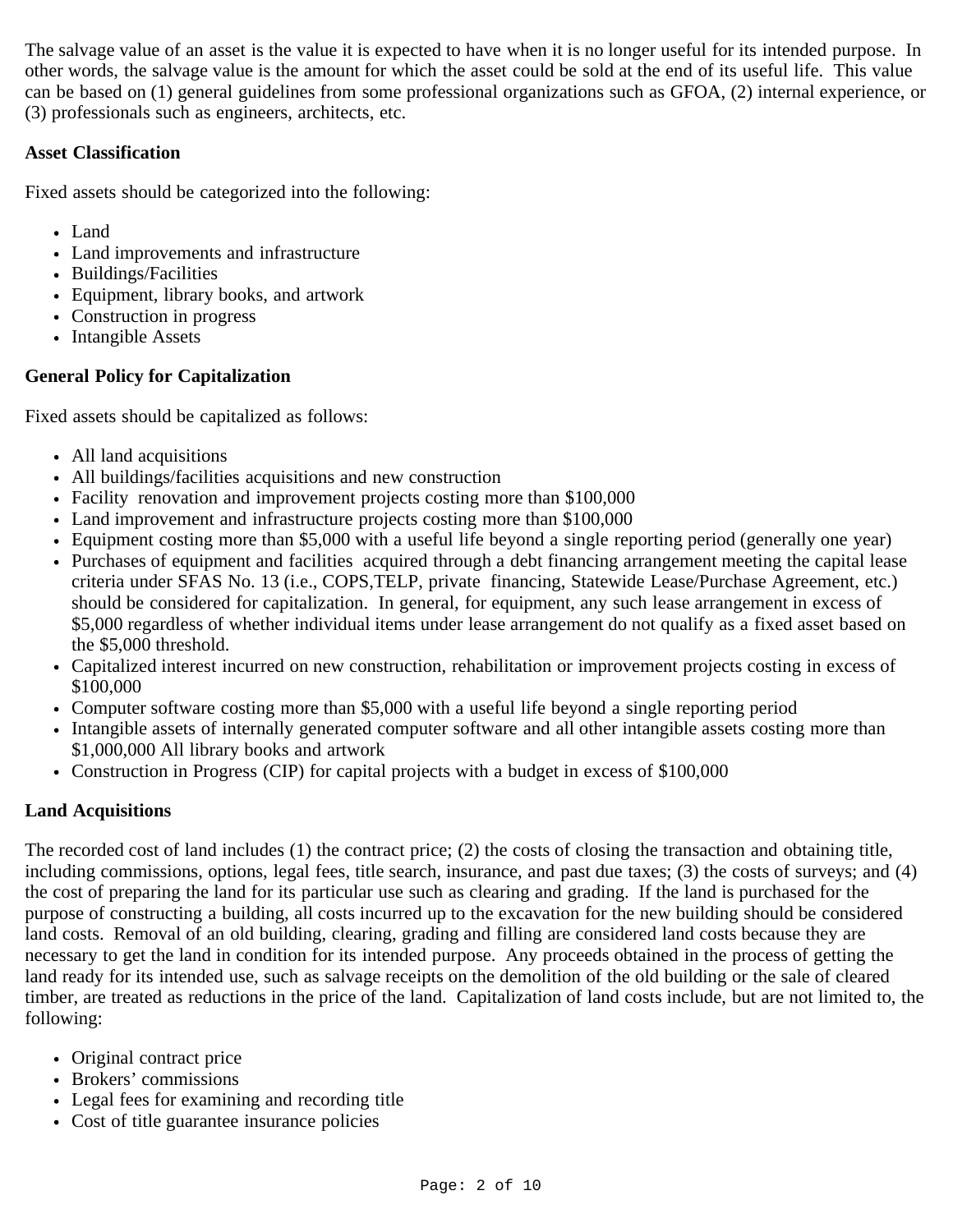The salvage value of an asset is the value it is expected to have when it is no longer useful for its intended purpose. In other words, the salvage value is the amount for which the asset could be sold at the end of its useful life. This value can be based on (1) general guidelines from some professional organizations such as GFOA, (2) internal experience, or (3) professionals such as engineers, architects, etc.

**Asset Classification**

Fixed assets should be categorized into the following:

- Land
- Land improvements and infrastructure
- Buildings/Facilities
- Equipment, library books, and artwork
- Construction in progress
- Intangible Assets

**General Policy for Capitalization**

Fixed assets should be capitalized as follows:

- All land acquisitions
- All buildings/facilities acquisitions and new construction
- Facility renovation and improvement projects costing more than $100,000
- Land improvement and infrastructure projects costing more than $100,000
- Equipment costing more than $5,000 with a useful life beyond a single reporting period (generally one year)
- Purchases of equipment and facilities acquired through a debt financing arrangement meeting the capital lease criteria under SFAS No. 13 (i.e., COPS,TELP, private financing, Statewide Lease/Purchase Agreement, etc.) should be considered for capitalization. In general, for equipment, any such lease arrangement in excess of $5,000 regardless of whether individual items under lease arrangement do not qualify as a fixed asset based on the $5,000 threshold.
- Capitalized interest incurred on new construction, rehabilitation or improvement projects costing in excess of $100,000
- Computer software costing more than $5,000 with a useful life beyond a single reporting period
- Intangible assets of internally generated computer software and all other intangible assets costing more than $1,000,000 All library books and artwork
- Construction in Progress (CIP) for capital projects with a budget in excess of $100,000

**Land Acquisitions**

The recorded cost of land includes (1) the contract price; (2) the costs of closing the transaction and obtaining title, including commissions, options, legal fees, title search, insurance, and past due taxes; (3) the costs of surveys; and (4) the cost of preparing the land for its particular use such as clearing and grading. If the land is purchased for the purpose of constructing a building, all costs incurred up to the excavation for the new building should be considered land costs. Removal of an old building, clearing, grading and filling are considered land costs because they are necessary to get the land in condition for its intended purpose. Any proceeds obtained in the process of getting the land ready for its intended use, such as salvage receipts on the demolition of the old building or the sale of cleared timber, are treated as reductions in the price of the land. Capitalization of land costs include, but are not limited to, the following:

- Original contract price
- Brokers' commissions
- Legal fees for examining and recording title
- Cost of title guarantee insurance policies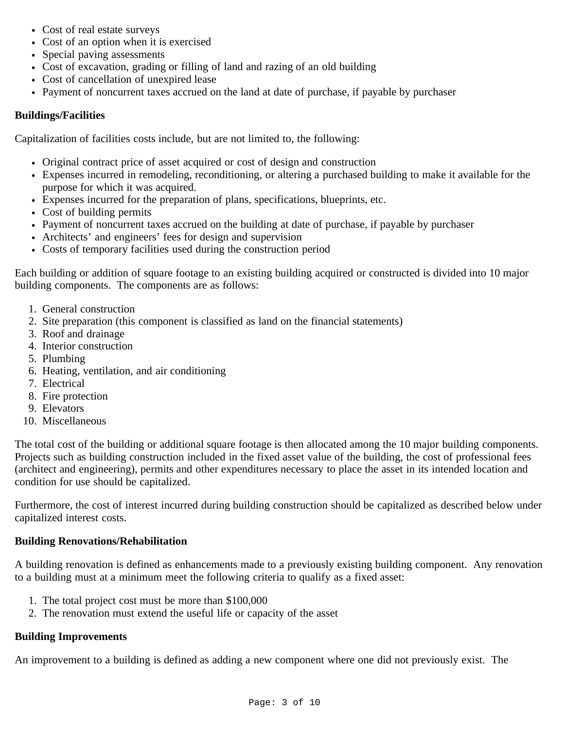- Cost of real estate surveys
- Cost of an option when it is exercised
- Special paving assessments
- Cost of excavation, grading or filling of land and razing of an old building
- Cost of cancellation of unexpired lease
- Payment of noncurrent taxes accrued on the land at date of purchase, if payable by purchaser

**Buildings/Facilities**

Capitalization of facilities costs include, but are not limited to, the following:

- Original contract price of asset acquired or cost of design and construction
- Expenses incurred in remodeling, reconditioning, or altering a purchased building to make it available for the purpose for which it was acquired.
- Expenses incurred for the preparation of plans, specifications, blueprints, etc.
- Cost of building permits
- Payment of noncurrent taxes accrued on the building at date of purchase, if payable by purchaser
- Architects' and engineers' fees for design and supervision
- Costs of temporary facilities used during the construction period

Each building or addition of square footage to an existing building acquired or constructed is divided into 10 major building components. The components are as follows:

1. General construction
2. Site preparation (this component is classified as land on the financial statements)
3. Roof and drainage
4. Interior construction
5. Plumbing
6. Heating, ventilation, and air conditioning
7. Electrical
8. Fire protection
9. Elevators
10. Miscellaneous

The total cost of the building or additional square footage is then allocated among the 10 major building components. Projects such as building construction included in the fixed asset value of the building, the cost of professional fees (architect and engineering), permits and other expenditures necessary to place the asset in its intended location and condition for use should be capitalized.

Furthermore, the cost of interest incurred during building construction should be capitalized as described below under capitalized interest costs.

**Building Renovations/Rehabilitation**

A building renovation is defined as enhancements made to a previously existing building component. Any renovation to a building must at a minimum meet the following criteria to qualify as a fixed asset:

1. The total project cost must be more than $100,000
2. The renovation must extend the useful life or capacity of the asset

**Building Improvements**

An improvement to a building is defined as adding a new component where one did not previously exist. The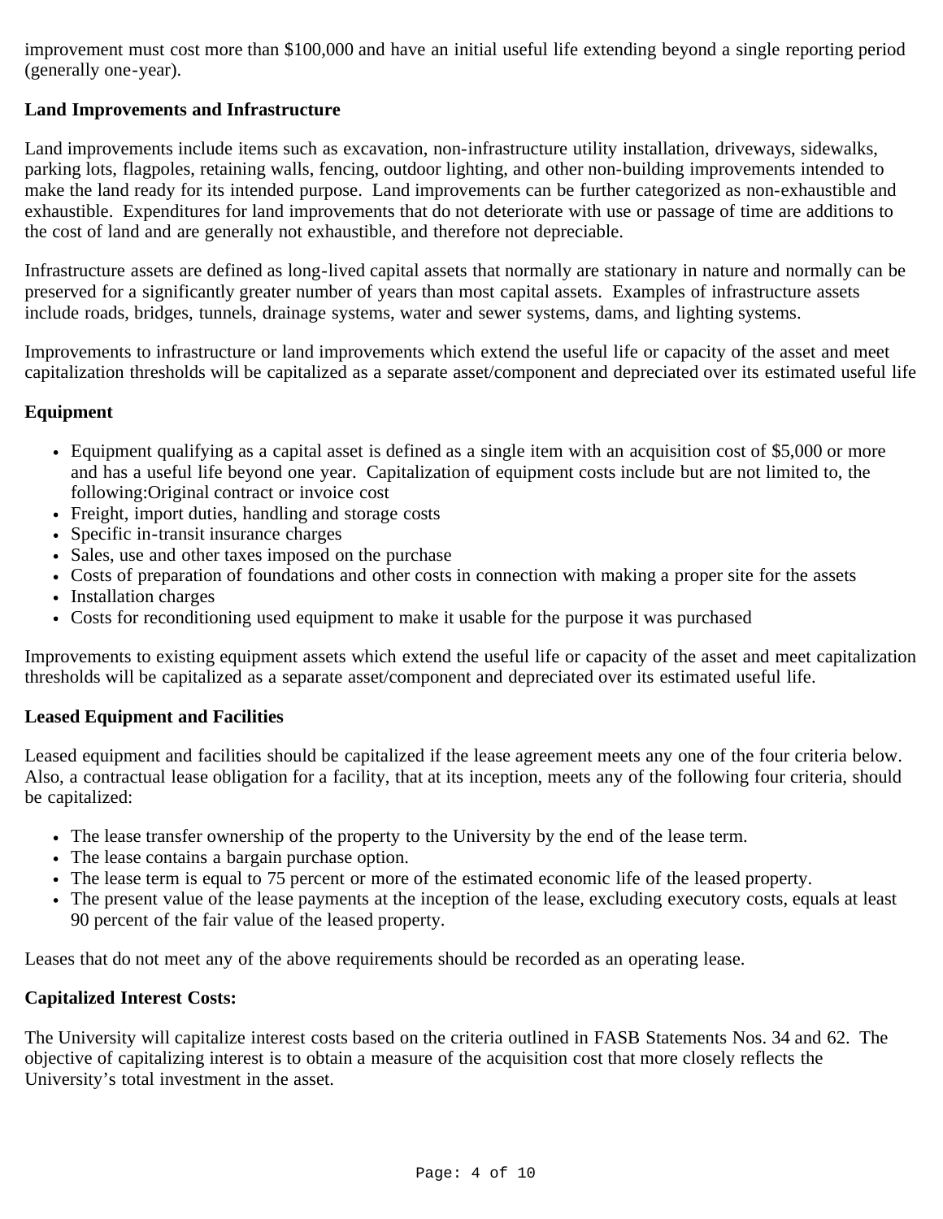improvement must cost more than $100,000 and have an initial useful life extending beyond a single reporting period (generally one-year).

**Land Improvements and Infrastructure**

Land improvements include items such as excavation, non-infrastructure utility installation, driveways, sidewalks, parking lots, flagpoles, retaining walls, fencing, outdoor lighting, and other non-building improvements intended to make the land ready for its intended purpose. Land improvements can be further categorized as non-exhaustible and exhaustible. Expenditures for land improvements that do not deteriorate with use or passage of time are additions to the cost of land and are generally not exhaustible, and therefore not depreciable.

Infrastructure assets are defined as long-lived capital assets that normally are stationary in nature and normally can be preserved for a significantly greater number of years than most capital assets. Examples of infrastructure assets include roads, bridges, tunnels, drainage systems, water and sewer systems, dams, and lighting systems.

Improvements to infrastructure or land improvements which extend the useful life or capacity of the asset and meet capitalization thresholds will be capitalized as a separate asset/component and depreciated over its estimated useful life

**Equipment**

- Equipment qualifying as a capital asset is defined as a single item with an acquisition cost of $5,000 or more and has a useful life beyond one year. Capitalization of equipment costs include but are not limited to, the following:Original contract or invoice cost
- Freight, import duties, handling and storage costs
- Specific in-transit insurance charges
- Sales, use and other taxes imposed on the purchase
- Costs of preparation of foundations and other costs in connection with making a proper site for the assets
- Installation charges
- Costs for reconditioning used equipment to make it usable for the purpose it was purchased

Improvements to existing equipment assets which extend the useful life or capacity of the asset and meet capitalization thresholds will be capitalized as a separate asset/component and depreciated over its estimated useful life.

**Leased Equipment and Facilities**

Leased equipment and facilities should be capitalized if the lease agreement meets any one of the four criteria below. Also, a contractual lease obligation for a facility, that at its inception, meets any of the following four criteria, should be capitalized:

- The lease transfer ownership of the property to the University by the end of the lease term.
- The lease contains a bargain purchase option.
- The lease term is equal to 75 percent or more of the estimated economic life of the leased property.
- The present value of the lease payments at the inception of the lease, excluding executory costs, equals at least 90 percent of the fair value of the leased property.

Leases that do not meet any of the above requirements should be recorded as an operating lease.

**Capitalized Interest Costs:**

The University will capitalize interest costs based on the criteria outlined in FASB Statements Nos. 34 and 62. The objective of capitalizing interest is to obtain a measure of the acquisition cost that more closely reflects the University's total investment in the asset.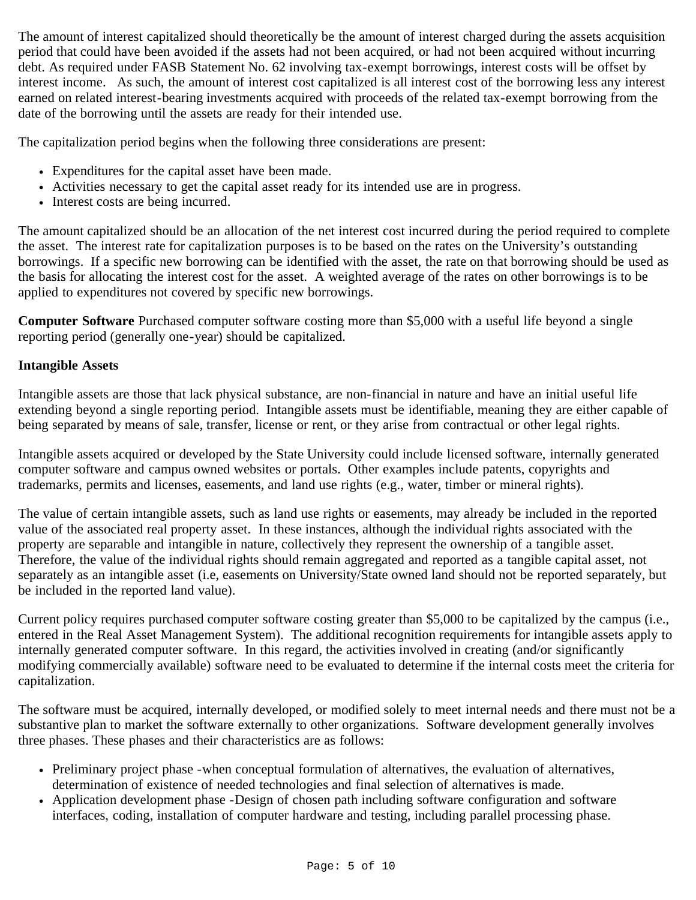The amount of interest capitalized should theoretically be the amount of interest charged during the assets acquisition period that could have been avoided if the assets had not been acquired, or had not been acquired without incurring debt. As required under FASB Statement No. 62 involving tax-exempt borrowings, interest costs will be offset by interest income. As such, the amount of interest cost capitalized is all interest cost of the borrowing less any interest earned on related interest-bearing investments acquired with proceeds of the related tax-exempt borrowing from the date of the borrowing until the assets are ready for their intended use.

The capitalization period begins when the following three considerations are present:

- Expenditures for the capital asset have been made.
- Activities necessary to get the capital asset ready for its intended use are in progress.
- Interest costs are being incurred.

The amount capitalized should be an allocation of the net interest cost incurred during the period required to complete the asset. The interest rate for capitalization purposes is to be based on the rates on the University's outstanding borrowings. If a specific new borrowing can be identified with the asset, the rate on that borrowing should be used as the basis for allocating the interest cost for the asset. A weighted average of the rates on other borrowings is to be applied to expenditures not covered by specific new borrowings.

**Computer Software** Purchased computer software costing more than $5,000 with a useful life beyond a single reporting period (generally one-year) should be capitalized.

**Intangible Assets**

Intangible assets are those that lack physical substance, are non-financial in nature and have an initial useful life extending beyond a single reporting period. Intangible assets must be identifiable, meaning they are either capable of being separated by means of sale, transfer, license or rent, or they arise from contractual or other legal rights.

Intangible assets acquired or developed by the State University could include licensed software, internally generated computer software and campus owned websites or portals. Other examples include patents, copyrights and trademarks, permits and licenses, easements, and land use rights (e.g., water, timber or mineral rights).

The value of certain intangible assets, such as land use rights or easements, may already be included in the reported value of the associated real property asset. In these instances, although the individual rights associated with the property are separable and intangible in nature, collectively they represent the ownership of a tangible asset. Therefore, the value of the individual rights should remain aggregated and reported as a tangible capital asset, not separately as an intangible asset (i.e, easements on University/State owned land should not be reported separately, but be included in the reported land value).

Current policy requires purchased computer software costing greater than $5,000 to be capitalized by the campus (i.e., entered in the Real Asset Management System). The additional recognition requirements for intangible assets apply to internally generated computer software. In this regard, the activities involved in creating (and/or significantly modifying commercially available) software need to be evaluated to determine if the internal costs meet the criteria for capitalization.

The software must be acquired, internally developed, or modified solely to meet internal needs and there must not be a substantive plan to market the software externally to other organizations. Software development generally involves three phases. These phases and their characteristics are as follows:

- Preliminary project phase -when conceptual formulation of alternatives, the evaluation of alternatives, determination of existence of needed technologies and final selection of alternatives is made.
- Application development phase -Design of chosen path including software configuration and software interfaces, coding, installation of computer hardware and testing, including parallel processing phase.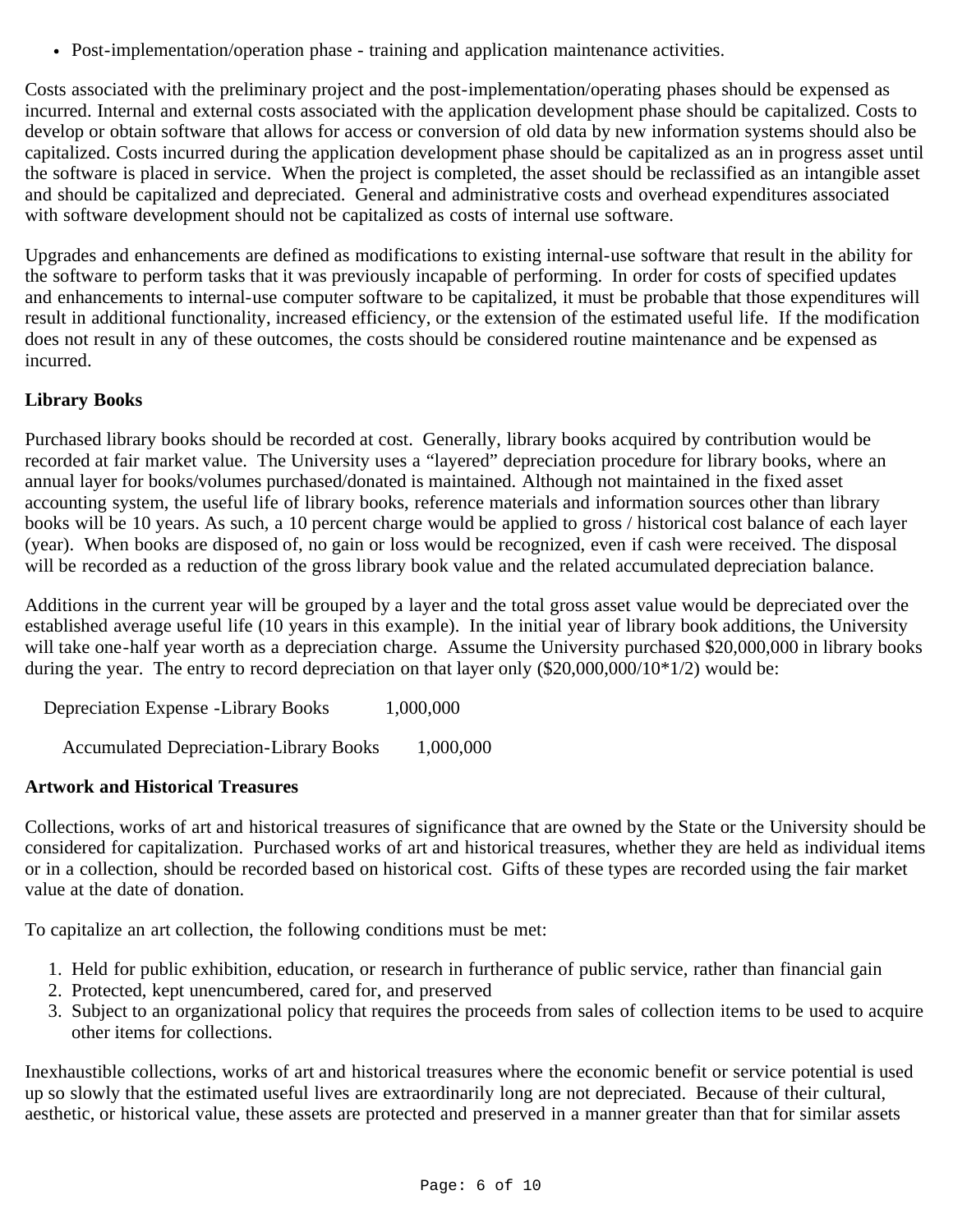- Post-implementation/operation phase - training and application maintenance activities.

Costs associated with the preliminary project and the post-implementation/operating phases should be expensed as incurred. Internal and external costs associated with the application development phase should be capitalized. Costs to develop or obtain software that allows for access or conversion of old data by new information systems should also be capitalized. Costs incurred during the application development phase should be capitalized as an in progress asset until the software is placed in service. When the project is completed, the asset should be reclassified as an intangible asset and should be capitalized and depreciated. General and administrative costs and overhead expenditures associated with software development should not be capitalized as costs of internal use software.

Upgrades and enhancements are defined as modifications to existing internal-use software that result in the ability for the software to perform tasks that it was previously incapable of performing. In order for costs of specified updates and enhancements to internal-use computer software to be capitalized, it must be probable that those expenditures will result in additional functionality, increased efficiency, or the extension of the estimated useful life. If the modification does not result in any of these outcomes, the costs should be considered routine maintenance and be expensed as incurred.

**Library Books**

Purchased library books should be recorded at cost. Generally, library books acquired by contribution would be recorded at fair market value. The University uses a "layered" depreciation procedure for library books, where an annual layer for books/volumes purchased/donated is maintained. Although not maintained in the fixed asset accounting system, the useful life of library books, reference materials and information sources other than library books will be 10 years. As such, a 10 percent charge would be applied to gross / historical cost balance of each layer (year). When books are disposed of, no gain or loss would be recognized, even if cash were received. The disposal will be recorded as a reduction of the gross library book value and the related accumulated depreciation balance.

Additions in the current year will be grouped by a layer and the total gross asset value would be depreciated over the established average useful life (10 years in this example). In the initial year of library book additions, the University will take one-half year worth as a depreciation charge. Assume the University purchased $20,000,000 in library books during the year. The entry to record depreciation on that layer only ($20,000,000/10*1/2) would be:

| | | |
|---|---|---|
| Depreciation Expense -Library Books | 1,000,000 | |
| Accumulated Depreciation-Library Books | | 1,000,000 |

**Artwork and Historical Treasures**

Collections, works of art and historical treasures of significance that are owned by the State or the University should be considered for capitalization. Purchased works of art and historical treasures, whether they are held as individual items or in a collection, should be recorded based on historical cost. Gifts of these types are recorded using the fair market value at the date of donation.

To capitalize an art collection, the following conditions must be met:

1. Held for public exhibition, education, or research in furtherance of public service, rather than financial gain
2. Protected, kept unencumbered, cared for, and preserved
3. Subject to an organizational policy that requires the proceeds from sales of collection items to be used to acquire other items for collections.

Inexhaustible collections, works of art and historical treasures where the economic benefit or service potential is used up so slowly that the estimated useful lives are extraordinarily long are not depreciated. Because of their cultural, aesthetic, or historical value, these assets are protected and preserved in a manner greater than that for similar assets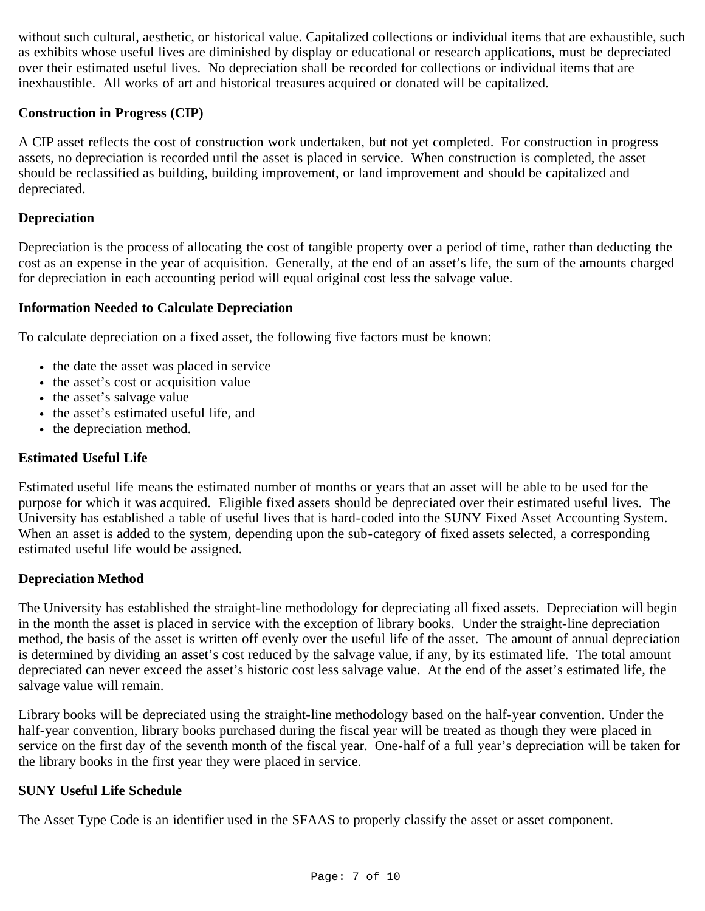without such cultural, aesthetic, or historical value. Capitalized collections or individual items that are exhaustible, such as exhibits whose useful lives are diminished by display or educational or research applications, must be depreciated over their estimated useful lives. No depreciation shall be recorded for collections or individual items that are inexhaustible. All works of art and historical treasures acquired or donated will be capitalized.

**Construction in Progress (CIP)**

A CIP asset reflects the cost of construction work undertaken, but not yet completed. For construction in progress assets, no depreciation is recorded until the asset is placed in service. When construction is completed, the asset should be reclassified as building, building improvement, or land improvement and should be capitalized and depreciated.

**Depreciation**

Depreciation is the process of allocating the cost of tangible property over a period of time, rather than deducting the cost as an expense in the year of acquisition. Generally, at the end of an asset's life, the sum of the amounts charged for depreciation in each accounting period will equal original cost less the salvage value.

**Information Needed to Calculate Depreciation**

To calculate depreciation on a fixed asset, the following five factors must be known:

- the date the asset was placed in service
- the asset's cost or acquisition value
- the asset's salvage value
- the asset's estimated useful life, and
- the depreciation method.

**Estimated Useful Life**

Estimated useful life means the estimated number of months or years that an asset will be able to be used for the purpose for which it was acquired. Eligible fixed assets should be depreciated over their estimated useful lives. The University has established a table of useful lives that is hard-coded into the SUNY Fixed Asset Accounting System. When an asset is added to the system, depending upon the sub-category of fixed assets selected, a corresponding estimated useful life would be assigned.

**Depreciation Method**

The University has established the straight-line methodology for depreciating all fixed assets. Depreciation will begin in the month the asset is placed in service with the exception of library books. Under the straight-line depreciation method, the basis of the asset is written off evenly over the useful life of the asset. The amount of annual depreciation is determined by dividing an asset's cost reduced by the salvage value, if any, by its estimated life. The total amount depreciated can never exceed the asset's historic cost less salvage value. At the end of the asset's estimated life, the salvage value will remain.

Library books will be depreciated using the straight-line methodology based on the half-year convention. Under the half-year convention, library books purchased during the fiscal year will be treated as though they were placed in service on the first day of the seventh month of the fiscal year. One-half of a full year's depreciation will be taken for the library books in the first year they were placed in service.

**SUNY Useful Life Schedule**

The Asset Type Code is an identifier used in the SFAAS to properly classify the asset or asset component.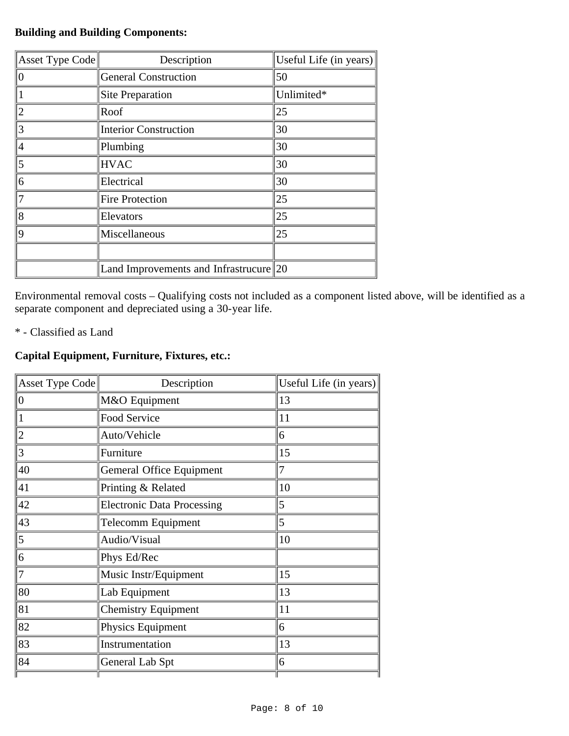**Building and Building Components:**

| Asset Type Code | Description | Useful Life (in years) |
| --- | --- | --- |
| 0 | General Construction | 50 |
| 1 | Site Preparation | Unlimited* |
| 2 | Roof | 25 |
| 3 | Interior Construction | 30 |
| 4 | Plumbing | 30 |
| 5 | HVAC | 30 |
| 6 | Electrical | 30 |
| 7 | Fire Protection | 25 |
| 8 | Elevators | 25 |
| 9 | Miscellaneous | 25 |
| | | |
| | Land Improvements and Infrastrucure | 20 |

Environmental removal costs – Qualifying costs not included as a component listed above, will be identified as a separate component and depreciated using a 30-year life.

* - Classified as Land

**Capital Equipment, Furniture, Fixtures, etc.:**

| Asset Type Code | Description | Useful Life (in years) |
| --- | --- | --- |
| 0 | M&O Equipment | 13 |
| 1 | Food Service | 11 |
| 2 | Auto/Vehicle | 6 |
| 3 | Furniture | 15 |
| 40 | Gemeral Office Equipment | 7 |
| 41 | Printing & Related | 10 |
| 42 | Electronic Data Processing | 5 |
| 43 | Telecomm Equipment | 5 |
| 5 | Audio/Visual | 10 |
| 6 | Phys Ed/Rec | |
| 7 | Music Instr/Equipment | 15 |
| 80 | Lab Equipment | 13 |
| 81 | Chemistry Equipment | 11 |
| 82 | Physics Equipment | 6 |
| 83 | Instrumentation | 13 |
| 84 | General Lab Spt | 6 |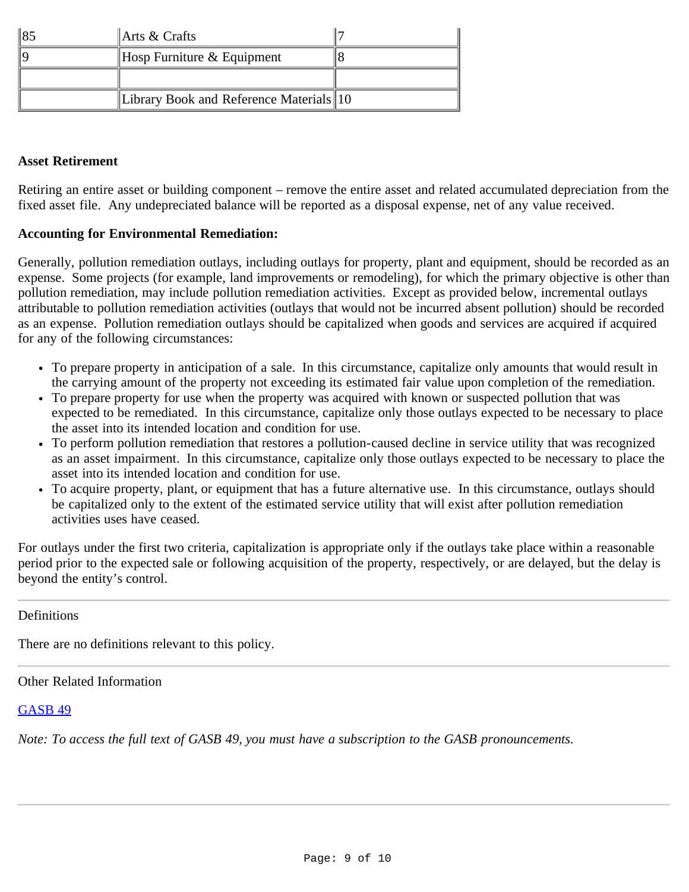| | | |
|---|---|---|
| 85 | Arts & Crafts | 7 |
| 9 | Hosp Furniture & Equipment | 8 |
| | | |
| | Library Book and Reference Materials | 10 |

**Asset Retirement**

Retiring an entire asset or building component – remove the entire asset and related accumulated depreciation from the fixed asset file. Any undepreciated balance will be reported as a disposal expense, net of any value received.

**Accounting for Environmental Remediation:**

Generally, pollution remediation outlays, including outlays for property, plant and equipment, should be recorded as an expense. Some projects (for example, land improvements or remodeling), for which the primary objective is other than pollution remediation, may include pollution remediation activities. Except as provided below, incremental outlays attributable to pollution remediation activities (outlays that would not be incurred absent pollution) should be recorded as an expense. Pollution remediation outlays should be capitalized when goods and services are acquired if acquired for any of the following circumstances:

- To prepare property in anticipation of a sale. In this circumstance, capitalize only amounts that would result in the carrying amount of the property not exceeding its estimated fair value upon completion of the remediation.
- To prepare property for use when the property was acquired with known or suspected pollution that was expected to be remediated. In this circumstance, capitalize only those outlays expected to be necessary to place the asset into its intended location and condition for use.
- To perform pollution remediation that restores a pollution-caused decline in service utility that was recognized as an asset impairment. In this circumstance, capitalize only those outlays expected to be necessary to place the asset into its intended location and condition for use.
- To acquire property, plant, or equipment that has a future alternative use. In this circumstance, outlays should be capitalized only to the extent of the estimated service utility that will exist after pollution remediation activities uses have ceased.

For outlays under the first two criteria, capitalization is appropriate only if the outlays take place within a reasonable period prior to the expected sale or following acquisition of the property, respectively, or are delayed, but the delay is beyond the entity's control.

---

Definitions

There are no definitions relevant to this policy.

---

Other Related Information

[GASB 49]

*Note: To access the full text of GASB 49, you must have a subscription to the GASB pronouncements.*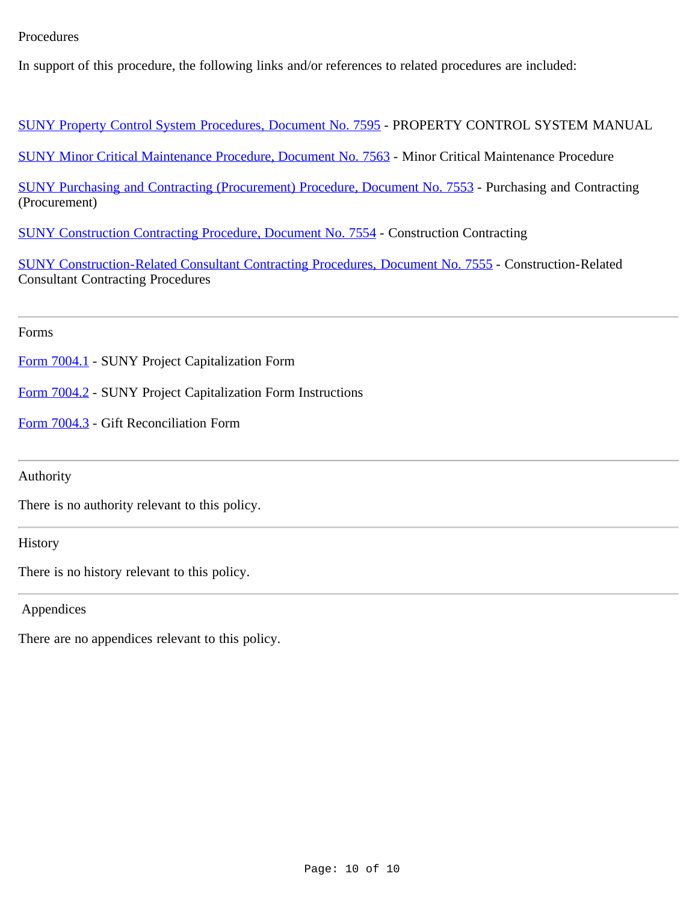## Procedures

In support of this procedure, the following links and/or references to related procedures are included:

SUNY Property Control System Procedures, Document No. 7595 - PROPERTY CONTROL SYSTEM MANUAL

SUNY Minor Critical Maintenance Procedure, Document No. 7563 - Minor Critical Maintenance Procedure

SUNY Purchasing and Contracting (Procurement) Procedure, Document No. 7553 - Purchasing and Contracting (Procurement)

SUNY Construction Contracting Procedure, Document No. 7554 - Construction Contracting

SUNY Construction-Related Consultant Contracting Procedures, Document No. 7555 - Construction-Related Consultant Contracting Procedures

---

## Forms

Form 7004.1 - SUNY Project Capitalization Form

Form 7004.2 - SUNY Project Capitalization Form Instructions

Form 7004.3 - Gift Reconciliation Form

---

## Authority

There is no authority relevant to this policy.

---

## History

There is no history relevant to this policy.

---

## Appendices

There are no appendices relevant to this policy.